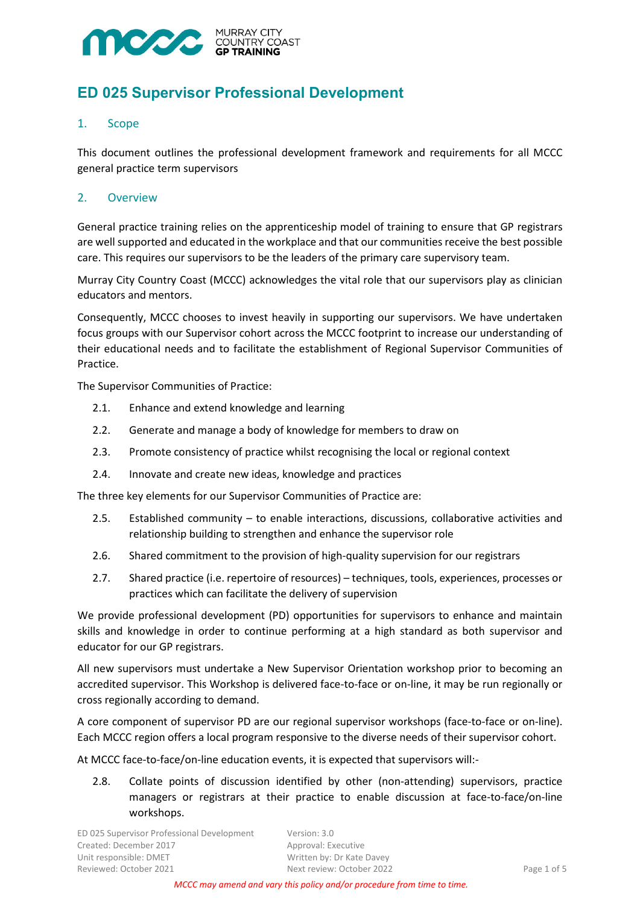# ED 025 Supervisor Professional Development

## 1. Scope

This document outlines the professional development framework and requirements for all MCCC general practice term supervisors

## 2. Overview

General practice training relies on the apprenticeship model of training to ensure that GP registrars are well supported and educated in the workplace and that our communities receive the best possible care. This requires our supervisors to be the leaders of the primary care supervisory team.

Murray City Country Coast (MCCC) acknowledges the vital role that our supervisors play as clinician educators and mentors.

Consequently, MCCC chooses to invest heavily in supporting our supervisors. We have undertaken focus groups with our Supervisor cohort across the MCCC footprint to increase our understanding of their educational needs and to facilitate the establishment of Regional Supervisor Communities of Practice.

The Supervisor Communities of Practice:

2.1. Enhance and extend knowledge and learning

2.2. Generate and manage a body of knowledge for members to draw on

2.3. Promote consistency of practice whilst recognising the local or regional context

2.4. Innovate and create new ideas, knowledge and practices

The three key elements for our Supervisor Communities of Practice are:

2.5. Established community – to enable interactions, discussions, collaborative activities and relationship building to strengthen and enhance the supervisor role

2.6. Shared commitment to the provision of high-quality supervision for our registrars

2.7. Shared practice (i.e. repertoire of resources) – techniques, tools, experiences, processes or practices which can facilitate the delivery of supervision

We provide professional development (PD) opportunities for supervisors to enhance and maintain skills and knowledge in order to continue performing at a high standard as both supervisor and educator for our GP registrars.

All new supervisors must undertake a New Supervisor Orientation workshop prior to becoming an accredited supervisor. This Workshop is delivered face-to-face or on-line, it may be run regionally or cross regionally according to demand.

A core component of supervisor PD are our regional supervisor workshops (face-to-face or on-line). Each MCCC region offers a local program responsive to the diverse needs of their supervisor cohort.

At MCCC face-to-face/on-line education events, it is expected that supervisors will:-

2.8. Collate points of discussion identified by other (non-attending) supervisors, practice managers or registrars at their practice to enable discussion at face-to-face/on-line workshops.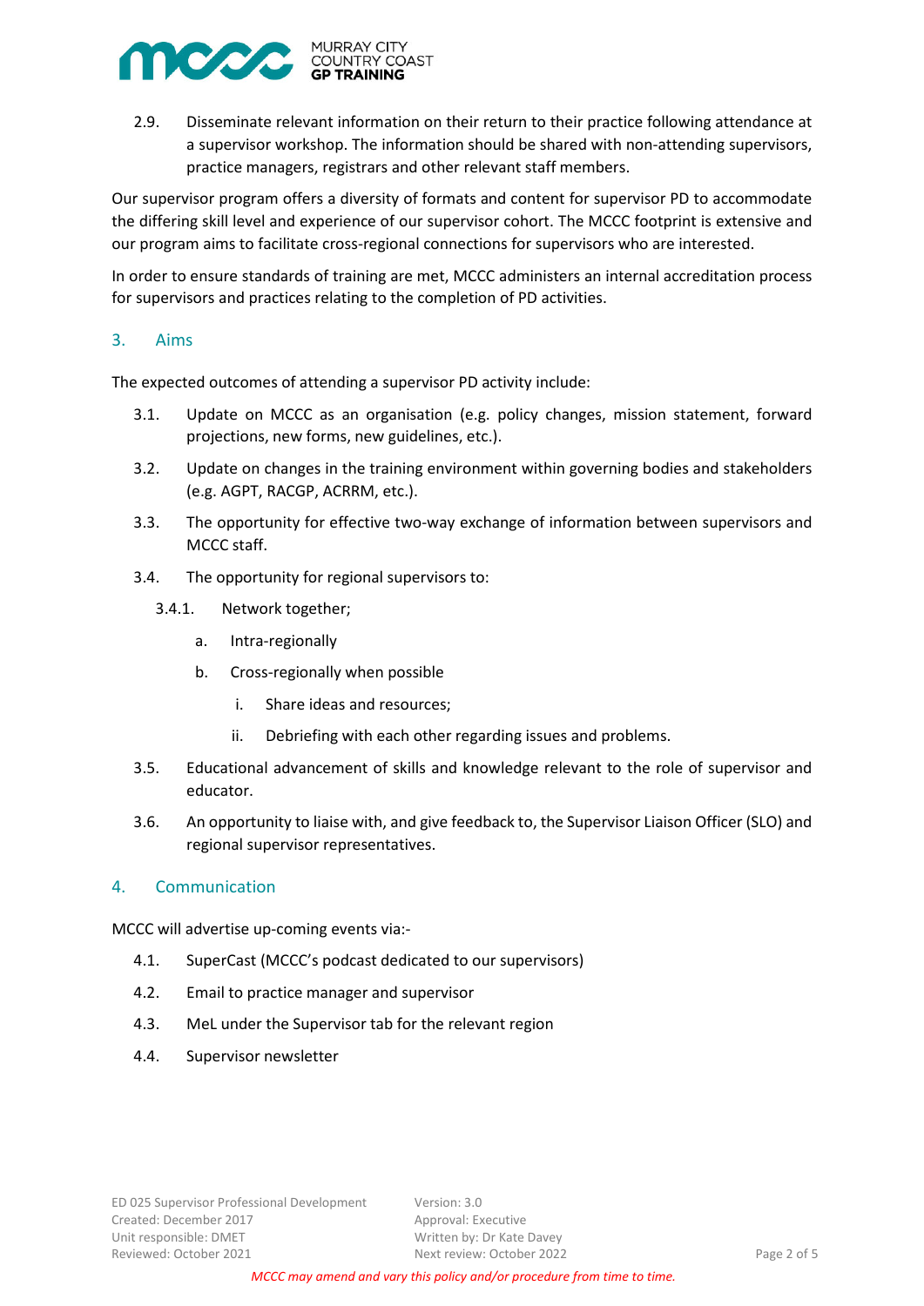2.9. Disseminate relevant information on their return to their practice following attendance at a supervisor workshop. The information should be shared with non-attending supervisors, practice managers, registrars and other relevant staff members.

Our supervisor program offers a diversity of formats and content for supervisor PD to accommodate the differing skill level and experience of our supervisor cohort. The MCCC footprint is extensive and our program aims to facilitate cross-regional connections for supervisors who are interested.

In order to ensure standards of training are met, MCCC administers an internal accreditation process for supervisors and practices relating to the completion of PD activities.

## 3. Aims

The expected outcomes of attending a supervisor PD activity include:

3.1. Update on MCCC as an organisation (e.g. policy changes, mission statement, forward projections, new forms, new guidelines, etc.).

3.2. Update on changes in the training environment within governing bodies and stakeholders (e.g. AGPT, RACGP, ACRRM, etc.).

3.3. The opportunity for effective two-way exchange of information between supervisors and MCCC staff.

3.4. The opportunity for regional supervisors to:

- 3.4.1. Network together;
  - a. Intra-regionally
  - b. Cross-regionally when possible
    - i. Share ideas and resources;
    - ii. Debriefing with each other regarding issues and problems.

3.5. Educational advancement of skills and knowledge relevant to the role of supervisor and educator.

3.6. An opportunity to liaise with, and give feedback to, the Supervisor Liaison Officer (SLO) and regional supervisor representatives.

## 4. Communication

MCCC will advertise up-coming events via:-

4.1. SuperCast (MCCC's podcast dedicated to our supervisors)

4.2. Email to practice manager and supervisor

4.3. MeL under the Supervisor tab for the relevant region

4.4. Supervisor newsletter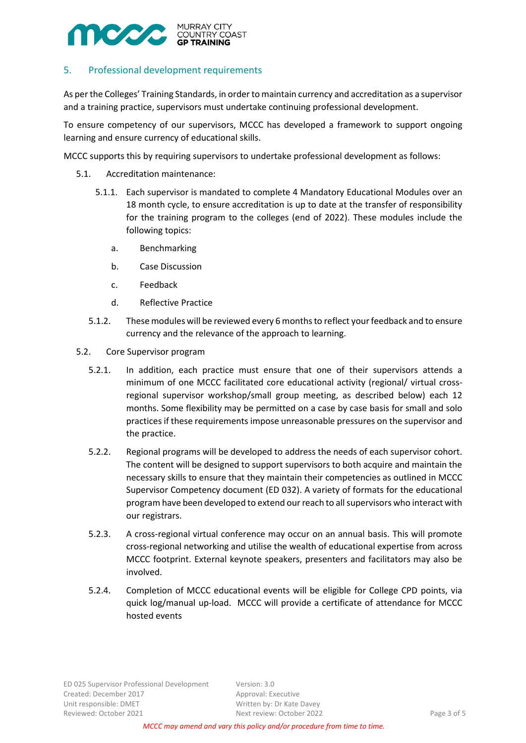## 5. Professional development requirements

As per the Colleges' Training Standards, in order to maintain currency and accreditation as a supervisor and a training practice, supervisors must undertake continuing professional development.

To ensure competency of our supervisors, MCCC has developed a framework to support ongoing learning and ensure currency of educational skills.

MCCC supports this by requiring supervisors to undertake professional development as follows:

5.1. Accreditation maintenance:

5.1.1. Each supervisor is mandated to complete 4 Mandatory Educational Modules over an 18 month cycle, to ensure accreditation is up to date at the transfer of responsibility for the training program to the colleges (end of 2022). These modules include the following topics:

a. Benchmarking

b. Case Discussion

c. Feedback

d. Reflective Practice

5.1.2. These modules will be reviewed every 6 months to reflect your feedback and to ensure currency and the relevance of the approach to learning.

5.2. Core Supervisor program

5.2.1. In addition, each practice must ensure that one of their supervisors attends a minimum of one MCCC facilitated core educational activity (regional/ virtual cross-regional supervisor workshop/small group meeting, as described below) each 12 months. Some flexibility may be permitted on a case by case basis for small and solo practices if these requirements impose unreasonable pressures on the supervisor and the practice.

5.2.2. Regional programs will be developed to address the needs of each supervisor cohort. The content will be designed to support supervisors to both acquire and maintain the necessary skills to ensure that they maintain their competencies as outlined in MCCC Supervisor Competency document (ED 032). A variety of formats for the educational program have been developed to extend our reach to all supervisors who interact with our registrars.

5.2.3. A cross-regional virtual conference may occur on an annual basis. This will promote cross-regional networking and utilise the wealth of educational expertise from across MCCC footprint. External keynote speakers, presenters and facilitators may also be involved.

5.2.4. Completion of MCCC educational events will be eligible for College CPD points, via quick log/manual up-load. MCCC will provide a certificate of attendance for MCCC hosted events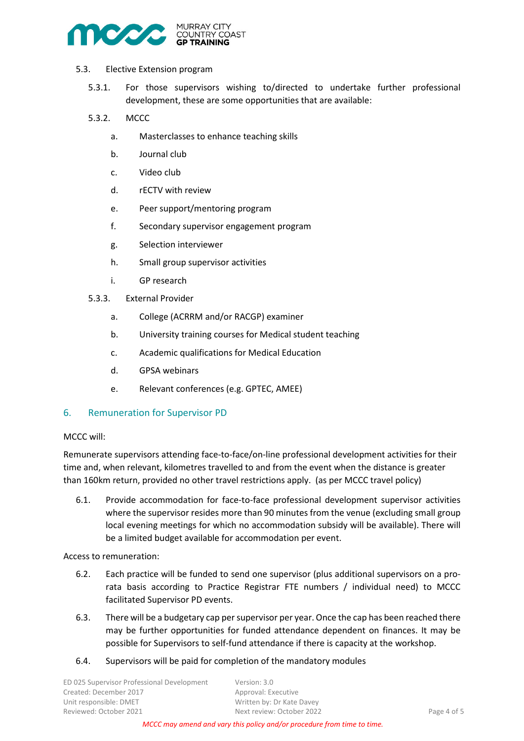5.3. Elective Extension program

5.3.1. For those supervisors wishing to/directed to undertake further professional development, these are some opportunities that are available:

5.3.2. MCCC

a. Masterclasses to enhance teaching skills
b. Journal club
c. Video club
d. rECTV with review
e. Peer support/mentoring program
f. Secondary supervisor engagement program
g. Selection interviewer
h. Small group supervisor activities
i. GP research

5.3.3. External Provider

a. College (ACRRM and/or RACGP) examiner
b. University training courses for Medical student teaching
c. Academic qualifications for Medical Education
d. GPSA webinars
e. Relevant conferences (e.g. GPTEC, AMEE)

## 6. Remuneration for Supervisor PD

MCCC will:

Remunerate supervisors attending face-to-face/on-line professional development activities for their time and, when relevant, kilometres travelled to and from the event when the distance is greater than 160km return, provided no other travel restrictions apply. (as per MCCC travel policy)

6.1. Provide accommodation for face-to-face professional development supervisor activities where the supervisor resides more than 90 minutes from the venue (excluding small group local evening meetings for which no accommodation subsidy will be available). There will be a limited budget available for accommodation per event.

Access to remuneration:

6.2. Each practice will be funded to send one supervisor (plus additional supervisors on a pro-rata basis according to Practice Registrar FTE numbers / individual need) to MCCC facilitated Supervisor PD events.

6.3. There will be a budgetary cap per supervisor per year. Once the cap has been reached there may be further opportunities for funded attendance dependent on finances. It may be possible for Supervisors to self-fund attendance if there is capacity at the workshop.

6.4. Supervisors will be paid for completion of the mandatory modules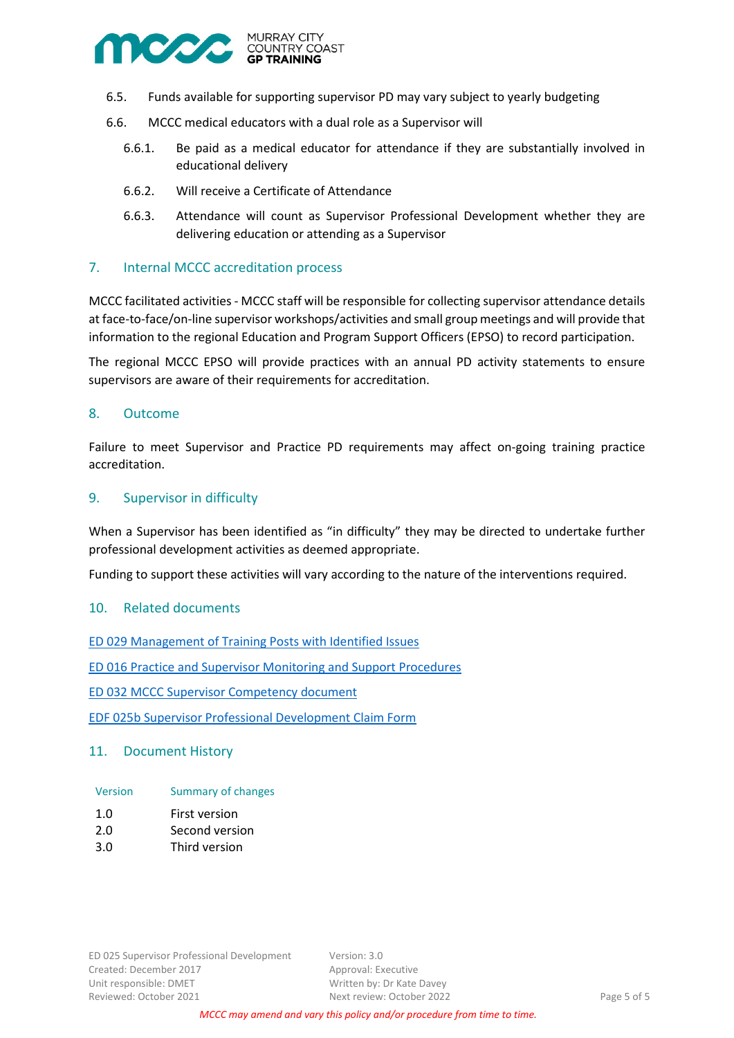6.5. Funds available for supporting supervisor PD may vary subject to yearly budgeting

6.6. MCCC medical educators with a dual role as a Supervisor will

- 6.6.1. Be paid as a medical educator for attendance if they are substantially involved in educational delivery
- 6.6.2. Will receive a Certificate of Attendance
- 6.6.3. Attendance will count as Supervisor Professional Development whether they are delivering education or attending as a Supervisor

## 7. Internal MCCC accreditation process

MCCC facilitated activities - MCCC staff will be responsible for collecting supervisor attendance details at face-to-face/on-line supervisor workshops/activities and small group meetings and will provide that information to the regional Education and Program Support Officers (EPSO) to record participation.

The regional MCCC EPSO will provide practices with an annual PD activity statements to ensure supervisors are aware of their requirements for accreditation.

## 8. Outcome

Failure to meet Supervisor and Practice PD requirements may affect on-going training practice accreditation.

## 9. Supervisor in difficulty

When a Supervisor has been identified as "in difficulty" they may be directed to undertake further professional development activities as deemed appropriate.

Funding to support these activities will vary according to the nature of the interventions required.

## 10. Related documents

ED 029 Management of Training Posts with Identified Issues

ED 016 Practice and Supervisor Monitoring and Support Procedures

ED 032 MCCC Supervisor Competency document

EDF 025b Supervisor Professional Development Claim Form

## 11. Document History

| Version | Summary of changes |
|---|---|
| 1.0 | First version |
| 2.0 | Second version |
| 3.0 | Third version |

ED 025 Supervisor Professional Development
Created: December 2017
Unit responsible: DMET
Reviewed: October 2021

Version: 3.0
Approval: Executive
Written by: Dr Kate Davey
Next review: October 2022

*MCCC may amend and vary this policy and/or procedure from time to time.*